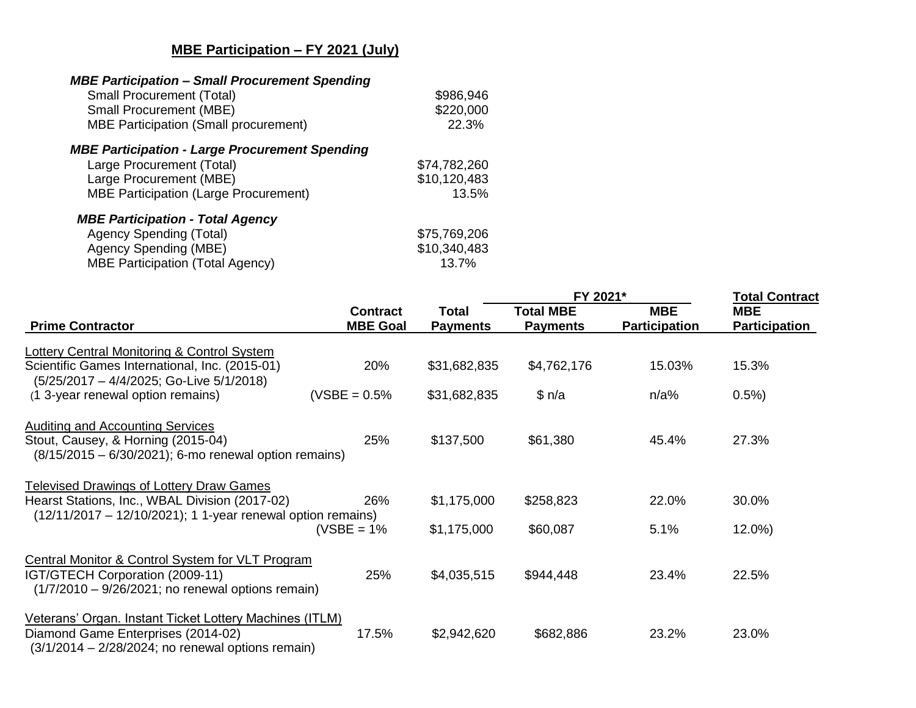## MBE Participation – FY 2021 (July)

***MBE Participation – Small Procurement Spending***

| | |
|---|---|
| Small Procurement (Total) | $986,946 |
| Small Procurement (MBE) | $220,000 |
| MBE Participation (Small procurement) | 22.3% |

***MBE Participation - Large Procurement Spending***

| | |
|---|---|
| Large Procurement (Total) | $74,782,260 |
| Large Procurement (MBE) | $10,120,483 |
| MBE Participation (Large Procurement) | 13.5% |

***MBE Participation - Total Agency***

| | |
|---|---|
| Agency Spending (Total) | $75,769,206 |
| Agency Spending (MBE) | $10,340,483 |
| MBE Participation (Total Agency) | 13.7% |

| | | | FY 2021* | | Total Contract |
|---|---|---|---|---|---|
| **Prime Contractor** | **Contract MBE Goal** | **Total Payments** | **Total MBE Payments** | **MBE Participation** | **MBE Participation** |
| Lottery Central Monitoring & Control System | | | | | |
| Scientific Games International, Inc. (2015-01) (5/25/2017 – 4/4/2025; Go-Live 5/1/2018) | 20% | $31,682,835 | $4,762,176 | 15.03% | 15.3% |
| (1 3-year renewal option remains) | (VSBE = 0.5% | $31,682,835 | $ n/a | n/a% | 0.5%) |
| Auditing and Accounting Services | | | | | |
| Stout, Causey, & Horning (2015-04) (8/15/2015 – 6/30/2021); 6-mo renewal option remains) | 25% | $137,500 | $61,380 | 45.4% | 27.3% |
| Televised Drawings of Lottery Draw Games | | | | | |
| Hearst Stations, Inc., WBAL Division (2017-02) (12/11/2017 – 12/10/2021); 1 1-year renewal option remains) | 26% | $1,175,000 | $258,823 | 22.0% | 30.0% |
| | (VSBE = 1% | $1,175,000 | $60,087 | 5.1% | 12.0%) |
| Central Monitor & Control System for VLT Program | | | | | |
| IGT/GTECH Corporation (2009-11) (1/7/2010 – 9/26/2021; no renewal options remain) | 25% | $4,035,515 | $944,448 | 23.4% | 22.5% |
| Veterans' Organ. Instant Ticket Lottery Machines (ITLM) | | | | | |
| Diamond Game Enterprises (2014-02) (3/1/2014 – 2/28/2024; no renewal options remain) | 17.5% | $2,942,620 | $682,886 | 23.2% | 23.0% |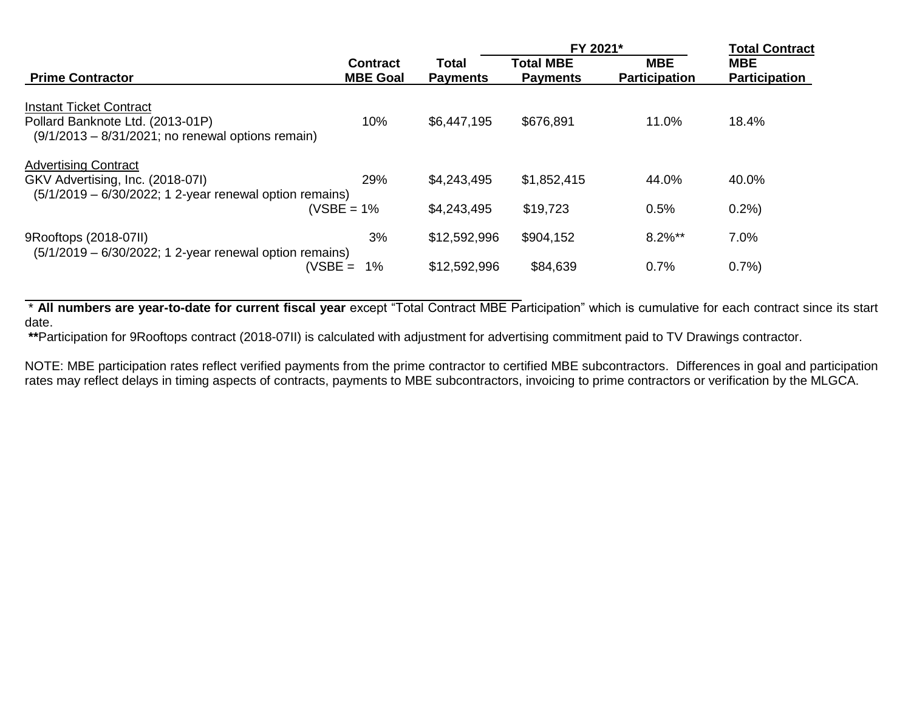| Prime Contractor | Contract MBE Goal | Total Payments | FY 2021* Total MBE Payments | FY 2021* MBE Participation | Total Contract MBE Participation |
|---|---|---|---|---|---|
| Instant Ticket Contract | | | | | |
| Pollard Banknote Ltd. (2013-01P) (9/1/2013 – 8/31/2021; no renewal options remain) | 10% | $6,447,195 | $676,891 | 11.0% | 18.4% |
| Advertising Contract | | | | | |
| GKV Advertising, Inc. (2018-07I) (5/1/2019 – 6/30/2022; 1 2-year renewal option remains) | 29% | $4,243,495 | $1,852,415 | 44.0% | 40.0% |
| | (VSBE = 1% | $4,243,495 | $19,723 | 0.5% | 0.2%) |
| 9Rooftops (2018-07II) (5/1/2019 – 6/30/2022; 1 2-year renewal option remains) | 3% | $12,592,996 | $904,152 | 8.2%** | 7.0% |
| | (VSBE = 1% | $12,592,996 | $84,639 | 0.7% | 0.7%) |

\* **All numbers are year-to-date for current fiscal year** except "Total Contract MBE Participation" which is cumulative for each contract since its start date.

**Participation for 9Rooftops contract (2018-07II) is calculated with adjustment for advertising commitment paid to TV Drawings contractor.

NOTE: MBE participation rates reflect verified payments from the prime contractor to certified MBE subcontractors. Differences in goal and participation rates may reflect delays in timing aspects of contracts, payments to MBE subcontractors, invoicing to prime contractors or verification by the MLGCA.